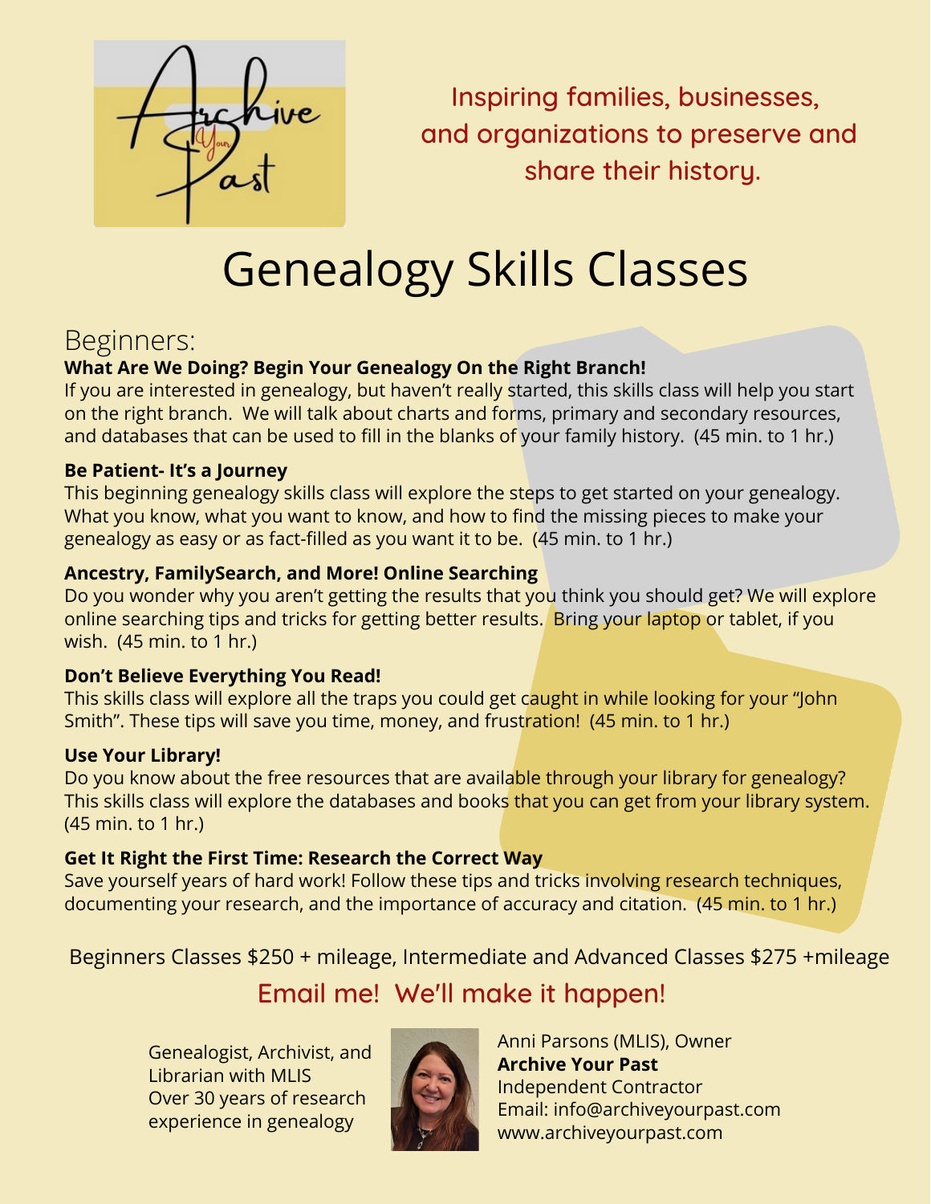Archive Your Past

Inspiring families, businesses, and organizations to preserve and share their history.

# Genealogy Skills Classes

## Beginners:

**What Are We Doing? Begin Your Genealogy On the Right Branch!**
If you are interested in genealogy, but haven't really started, this skills class will help you start on the right branch. We will talk about charts and forms, primary and secondary resources, and databases that can be used to fill in the blanks of your family history. (45 min. to 1 hr.)

**Be Patient- It's a Journey**
This beginning genealogy skills class will explore the steps to get started on your genealogy. What you know, what you want to know, and how to find the missing pieces to make your genealogy as easy or as fact-filled as you want it to be. (45 min. to 1 hr.)

**Ancestry, FamilySearch, and More! Online Searching**
Do you wonder why you aren't getting the results that you think you should get? We will explore online searching tips and tricks for getting better results. Bring your laptop or tablet, if you wish. (45 min. to 1 hr.)

**Don't Believe Everything You Read!**
This skills class will explore all the traps you could get caught in while looking for your "John Smith". These tips will save you time, money, and frustration! (45 min. to 1 hr.)

**Use Your Library!**
Do you know about the free resources that are available through your library for genealogy? This skills class will explore the databases and books that you can get from your library system. (45 min. to 1 hr.)

**Get It Right the First Time: Research the Correct Way**
Save yourself years of hard work! Follow these tips and tricks involving research techniques, documenting your research, and the importance of accuracy and citation. (45 min. to 1 hr.)

Beginners Classes $250 + mileage, Intermediate and Advanced Classes $275 +mileage

Email me! We'll make it happen!

Genealogist, Archivist, and Librarian with MLIS
Over 30 years of research experience in genealogy

Anni Parsons (MLIS), Owner
**Archive Your Past**
Independent Contractor
Email: info@archiveyourpast.com
www.archiveyourpast.com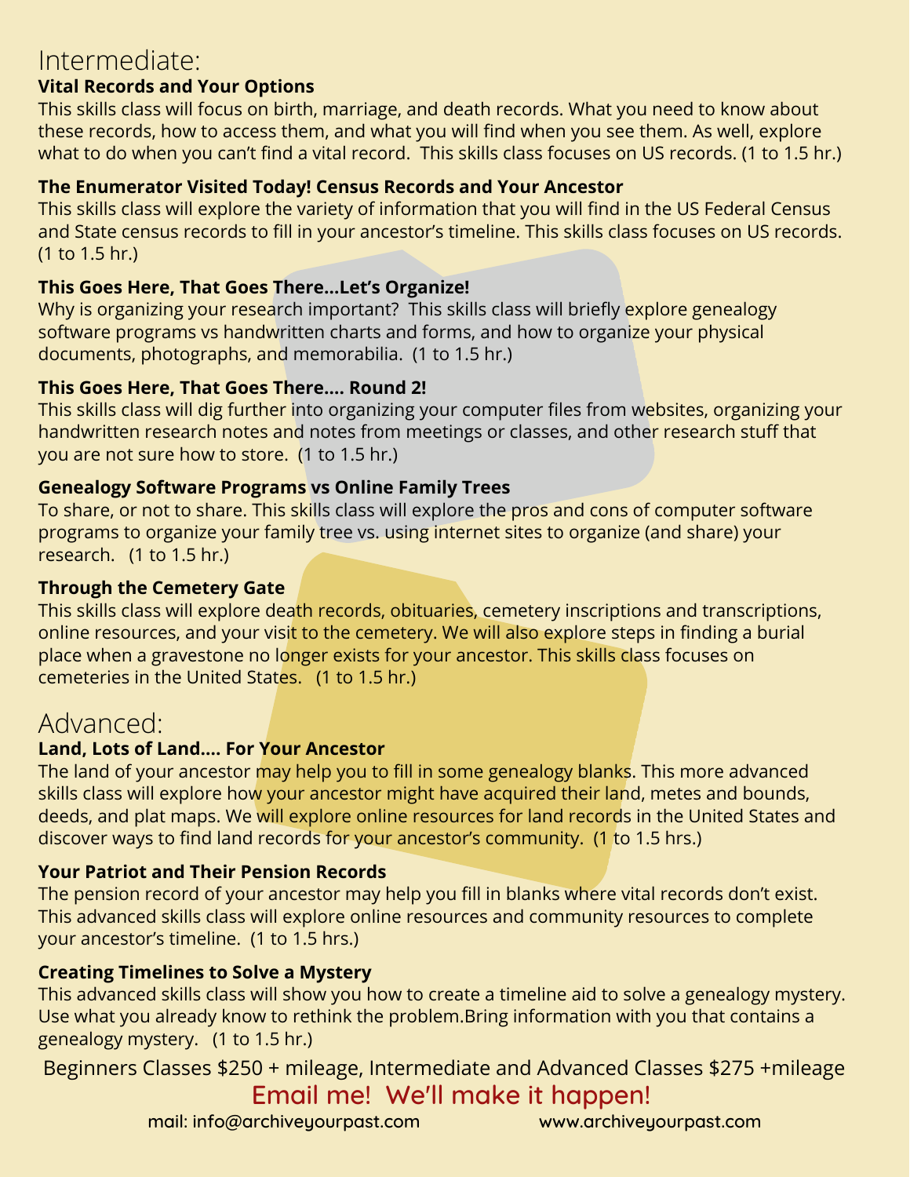## Intermediate:

**Vital Records and Your Options**

This skills class will focus on birth, marriage, and death records. What you need to know about these records, how to access them, and what you will find when you see them. As well, explore what to do when you can't find a vital record. This skills class focuses on US records. (1 to 1.5 hr.)

**The Enumerator Visited Today! Census Records and Your Ancestor**

This skills class will explore the variety of information that you will find in the US Federal Census and State census records to fill in your ancestor's timeline. This skills class focuses on US records. (1 to 1.5 hr.)

**This Goes Here, That Goes There...Let's Organize!**

Why is organizing your research important? This skills class will briefly explore genealogy software programs vs handwritten charts and forms, and how to organize your physical documents, photographs, and memorabilia. (1 to 1.5 hr.)

**This Goes Here, That Goes There.... Round 2!**

This skills class will dig further into organizing your computer files from websites, organizing your handwritten research notes and notes from meetings or classes, and other research stuff that you are not sure how to store. (1 to 1.5 hr.)

**Genealogy Software Programs vs Online Family Trees**

To share, or not to share. This skills class will explore the pros and cons of computer software programs to organize your family tree vs. using internet sites to organize (and share) your research. (1 to 1.5 hr.)

**Through the Cemetery Gate**

This skills class will explore death records, obituaries, cemetery inscriptions and transcriptions, online resources, and your visit to the cemetery. We will also explore steps in finding a burial place when a gravestone no longer exists for your ancestor. This skills class focuses on cemeteries in the United States. (1 to 1.5 hr.)

## Advanced:

**Land, Lots of Land.... For Your Ancestor**

The land of your ancestor may help you to fill in some genealogy blanks. This more advanced skills class will explore how your ancestor might have acquired their land, metes and bounds, deeds, and plat maps. We will explore online resources for land records in the United States and discover ways to find land records for your ancestor's community. (1 to 1.5 hrs.)

**Your Patriot and Their Pension Records**

The pension record of your ancestor may help you fill in blanks where vital records don't exist. This advanced skills class will explore online resources and community resources to complete your ancestor's timeline. (1 to 1.5 hrs.)

**Creating Timelines to Solve a Mystery**

This advanced skills class will show you how to create a timeline aid to solve a genealogy mystery. Use what you already know to rethink the problem.Bring information with you that contains a genealogy mystery. (1 to 1.5 hr.)

Beginners Classes $250 + mileage, Intermediate and Advanced Classes $275 +mileage

**Email me! We'll make it happen!**

mail: info@archiveyourpast.com www.archiveyourpast.com